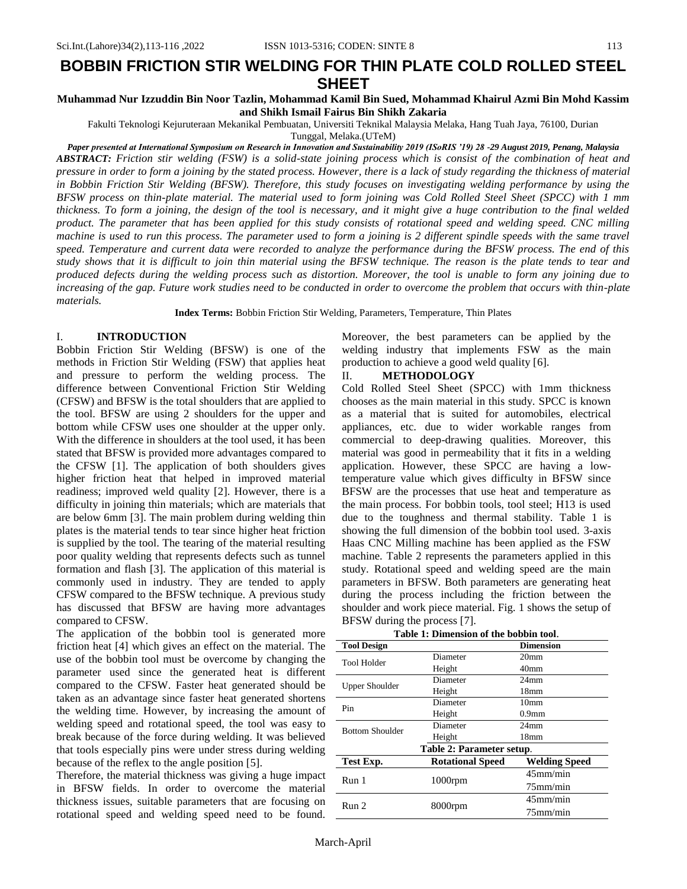# BOBBIN FRICTION STIR WELDING FOR THIN PLATE COLD ROLLED STEEL SHEET

**Muhammad Nur Izzuddin Bin Noor Tazlin, Mohammad Kamil Bin Sued, Mohammad Khairul Azmi Bin Mohd Kassim and Shikh Ismail Fairus Bin Shikh Zakaria**

Fakulti Teknologi Kejuruteraan Mekanikal Pembuatan, Universiti Teknikal Malaysia Melaka, Hang Tuah Jaya, 76100, Durian Tunggal, Melaka.(UTeM)

***Paper presented at International Symposium on Research in Innovation and Sustainability 2019 (ISoRIS '19) 28 -29 August 2019, Penang, Malaysia***

***ABSTRACT:*** *Friction stir welding (FSW) is a solid-state joining process which is consist of the combination of heat and pressure in order to form a joining by the stated process. However, there is a lack of study regarding the thickness of material in Bobbin Friction Stir Welding (BFSW). Therefore, this study focuses on investigating welding performance by using the BFSW process on thin-plate material. The material used to form joining was Cold Rolled Steel Sheet (SPCC) with 1 mm thickness. To form a joining, the design of the tool is necessary, and it might give a huge contribution to the final welded product. The parameter that has been applied for this study consists of rotational speed and welding speed. CNC milling machine is used to run this process. The parameter used to form a joining is 2 different spindle speeds with the same travel speed. Temperature and current data were recorded to analyze the performance during the BFSW process. The end of this study shows that it is difficult to join thin material using the BFSW technique. The reason is the plate tends to tear and produced defects during the welding process such as distortion. Moreover, the tool is unable to form any joining due to increasing of the gap. Future work studies need to be conducted in order to overcome the problem that occurs with thin-plate materials.*

**Index Terms:** Bobbin Friction Stir Welding, Parameters, Temperature, Thin Plates

## I. INTRODUCTION

Bobbin Friction Stir Welding (BFSW) is one of the methods in Friction Stir Welding (FSW) that applies heat and pressure to perform the welding process. The difference between Conventional Friction Stir Welding (CFSW) and BFSW is the total shoulders that are applied to the tool. BFSW are using 2 shoulders for the upper and bottom while CFSW uses one shoulder at the upper only. With the difference in shoulders at the tool used, it has been stated that BFSW is provided more advantages compared to the CFSW [1]. The application of both shoulders gives higher friction heat that helped in improved material readiness; improved weld quality [2]. However, there is a difficulty in joining thin materials; which are materials that are below 6mm [3]. The main problem during welding thin plates is the material tends to tear since higher heat friction is supplied by the tool. The tearing of the material resulting poor quality welding that represents defects such as tunnel formation and flash [3]. The application of this material is commonly used in industry. They are tended to apply CFSW compared to the BFSW technique. A previous study has discussed that BFSW are having more advantages compared to CFSW.

The application of the bobbin tool is generated more friction heat [4] which gives an effect on the material. The use of the bobbin tool must be overcome by changing the parameter used since the generated heat is different compared to the CFSW. Faster heat generated should be taken as an advantage since faster heat generated shortens the welding time. However, by increasing the amount of welding speed and rotational speed, the tool was easy to break because of the force during welding. It was believed that tools especially pins were under stress during welding because of the reflex to the angle position [5].

Therefore, the material thickness was giving a huge impact in BFSW fields. In order to overcome the material thickness issues, suitable parameters that are focusing on rotational speed and welding speed need to be found. Moreover, the best parameters can be applied by the welding industry that implements FSW as the main production to achieve a good weld quality [6].

## II. METHODOLOGY

Cold Rolled Steel Sheet (SPCC) with 1mm thickness chooses as the main material in this study. SPCC is known as a material that is suited for automobiles, electrical appliances, etc. due to wider workable ranges from commercial to deep-drawing qualities. Moreover, this material was good in permeability that it fits in a welding application. However, these SPCC are having a low-temperature value which gives difficulty in BFSW since BFSW are the processes that use heat and temperature as the main process. For bobbin tools, tool steel; H13 is used due to the toughness and thermal stability. Table 1 is showing the full dimension of the bobbin tool used. 3-axis Haas CNC Milling machine has been applied as the FSW machine. Table 2 represents the parameters applied in this study. Rotational speed and welding speed are the main parameters in BFSW. Both parameters are generating heat during the process including the friction between the shoulder and work piece material. Fig. 1 shows the setup of BFSW during the process [7].

**Table 1: Dimension of the bobbin tool.**

| Tool Design | | Dimension |
|---|---|---|
| Tool Holder | Diameter | 20mm |
| | Height | 40mm |
| Upper Shoulder | Diameter | 24mm |
| | Height | 18mm |
| Pin | Diameter | 10mm |
| | Height | 0.9mm |
| Bottom Shoulder | Diameter | 24mm |
| | Height | 18mm |

**Table 2: Parameter setup.**

| Test Exp. | Rotational Speed | Welding Speed |
|---|---|---|
| Run 1 | 1000rpm | 45mm/min |
| | | 75mm/min |
| Run 2 | 8000rpm | 45mm/min |
| | | 75mm/min |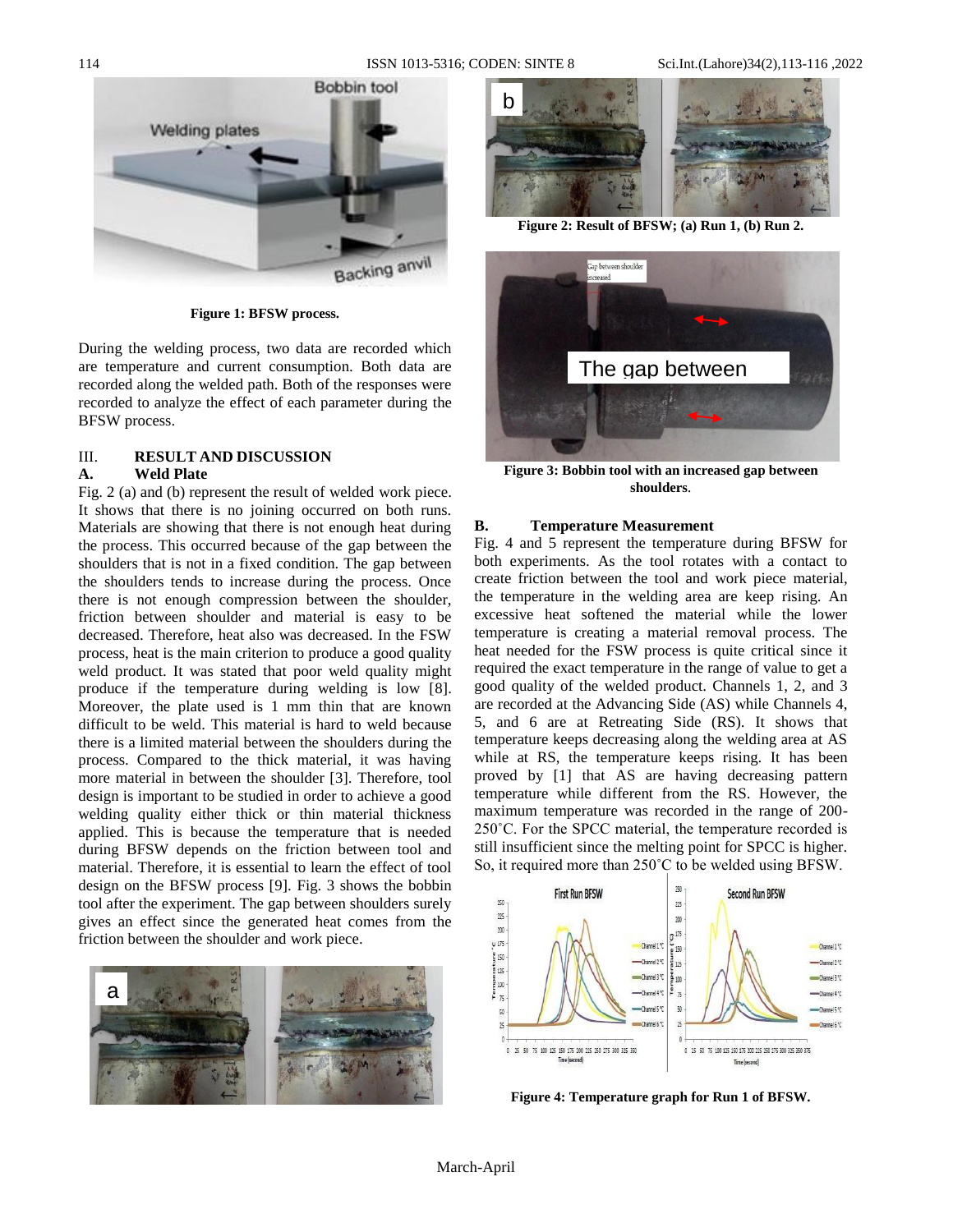Figure 1: BFSW process.

During the welding process, two data are recorded which are temperature and current consumption. Both data are recorded along the welded path. Both of the responses were recorded to analyze the effect of each parameter during the BFSW process.

## III. RESULT AND DISCUSSION

### A. Weld Plate

Fig. 2 (a) and (b) represent the result of welded work piece. It shows that there is no joining occurred on both runs. Materials are showing that there is not enough heat during the process. This occurred because of the gap between the shoulders that is not in a fixed condition. The gap between the shoulders tends to increase during the process. Once there is not enough compression between the shoulder, friction between shoulder and material is easy to be decreased. Therefore, heat also was decreased. In the FSW process, heat is the main criterion to produce a good quality weld product. It was stated that poor weld quality might produce if the temperature during welding is low [8]. Moreover, the plate used is 1 mm thin that are known difficult to be weld. This material is hard to weld because there is a limited material between the shoulders during the process. Compared to the thick material, it was having more material in between the shoulder [3]. Therefore, tool design is important to be studied in order to achieve a good welding quality either thick or thin material thickness applied. This is because the temperature that is needed during BFSW depends on the friction between tool and material. Therefore, it is essential to learn the effect of tool design on the BFSW process [9]. Fig. 3 shows the bobbin tool after the experiment. The gap between shoulders surely gives an effect since the generated heat comes from the friction between the shoulder and work piece.

Figure 2: Result of BFSW; (a) Run 1, (b) Run 2.

Figure 3: Bobbin tool with an increased gap between shoulders.

### B. Temperature Measurement

Fig. 4 and 5 represent the temperature during BFSW for both experiments. As the tool rotates with a contact to create friction between the tool and work piece material, the temperature in the welding area are keep rising. An excessive heat softened the material while the lower temperature is creating a material removal process. The heat needed for the FSW process is quite critical since it required the exact temperature in the range of value to get a good quality of the welded product. Channels 1, 2, and 3 are recorded at the Advancing Side (AS) while Channels 4, 5, and 6 are at Retreating Side (RS). It shows that temperature keeps decreasing along the welding area at AS while at RS, the temperature keeps rising. It has been proved by [1] that AS are having decreasing pattern temperature while different from the RS. However, the maximum temperature was recorded in the range of 200-250˚C. For the SPCC material, the temperature recorded is still insufficient since the melting point for SPCC is higher. So, it required more than 250˚C to be welded using BFSW.

Figure 4: Temperature graph for Run 1 of BFSW.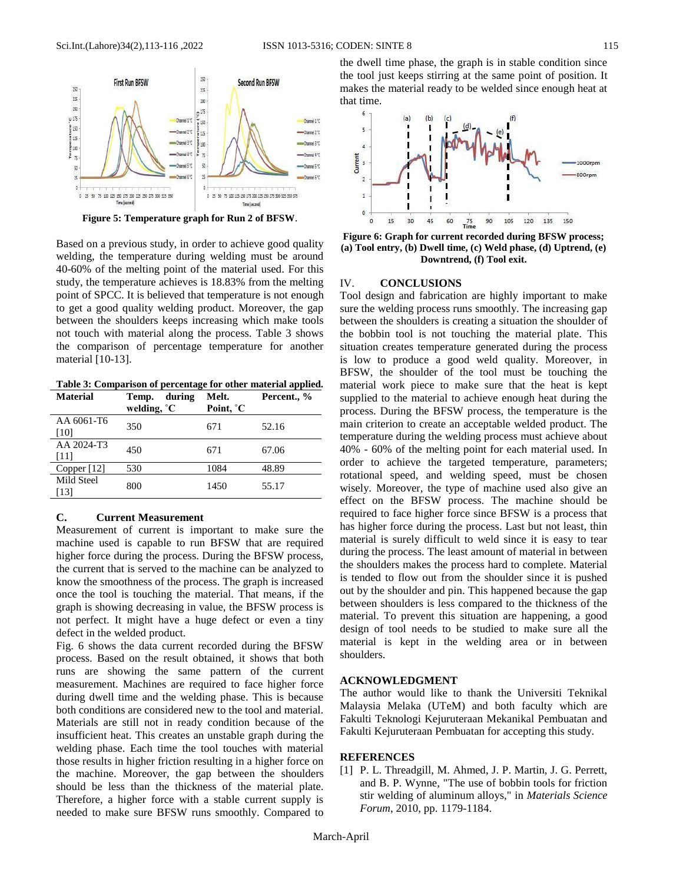Figure 5: Temperature graph for Run 2 of BFSW.

Based on a previous study, in order to achieve good quality welding, the temperature during welding must be around 40-60% of the melting point of the material used. For this study, the temperature achieves is 18.83% from the melting point of SPCC. It is believed that temperature is not enough to get a good quality welding product. Moreover, the gap between the shoulders keeps increasing which make tools not touch with material along the process. Table 3 shows the comparison of percentage temperature for another material [10-13].

**Table 3: Comparison of percentage for other material applied.**

| Material | Temp. during welding, ˚C | Melt. Point, ˚C | Percent., % |
|---|---|---|---|
| AA 6061-T6 [10] | 350 | 671 | 52.16 |
| AA 2024-T3 [11] | 450 | 671 | 67.06 |
| Copper [12] | 530 | 1084 | 48.89 |
| Mild Steel [13] | 800 | 1450 | 55.17 |

### C. Current Measurement

Measurement of current is important to make sure the machine used is capable to run BFSW that are required higher force during the process. During the BFSW process, the current that is served to the machine can be analyzed to know the smoothness of the process. The graph is increased once the tool is touching the material. That means, if the graph is showing decreasing in value, the BFSW process is not perfect. It might have a huge defect or even a tiny defect in the welded product.

Fig. 6 shows the data current recorded during the BFSW process. Based on the result obtained, it shows that both runs are showing the same pattern of the current measurement. Machines are required to face higher force during dwell time and the welding phase. This is because both conditions are considered new to the tool and material. Materials are still not in ready condition because of the insufficient heat. This creates an unstable graph during the welding phase. Each time the tool touches with material those results in higher friction resulting in a higher force on the machine. Moreover, the gap between the shoulders should be less than the thickness of the material plate. Therefore, a higher force with a stable current supply is needed to make sure BFSW runs smoothly. Compared to the dwell time phase, the graph is in stable condition since the tool just keeps stirring at the same point of position. It makes the material ready to be welded since enough heat at that time.

Figure 6: Graph for current recorded during BFSW process; (a) Tool entry, (b) Dwell time, (c) Weld phase, (d) Uptrend, (e) Downtrend, (f) Tool exit.

## IV. CONCLUSIONS

Tool design and fabrication are highly important to make sure the welding process runs smoothly. The increasing gap between the shoulders is creating a situation the shoulder of the bobbin tool is not touching the material plate. This situation creates temperature generated during the process is low to produce a good weld quality. Moreover, in BFSW, the shoulder of the tool must be touching the material work piece to make sure that the heat is kept supplied to the material to achieve enough heat during the process. During the BFSW process, the temperature is the main criterion to create an acceptable welded product. The temperature during the welding process must achieve about 40% - 60% of the melting point for each material used. In order to achieve the targeted temperature, parameters; rotational speed, and welding speed, must be chosen wisely. Moreover, the type of machine used also give an effect on the BFSW process. The machine should be required to face higher force since BFSW is a process that has higher force during the process. Last but not least, thin material is surely difficult to weld since it is easy to tear during the process. The least amount of material in between the shoulders makes the process hard to complete. Material is tended to flow out from the shoulder since it is pushed out by the shoulder and pin. This happened because the gap between shoulders is less compared to the thickness of the material. To prevent this situation are happening, a good design of tool needs to be studied to make sure all the material is kept in the welding area or in between shoulders.

## ACKNOWLEDGMENT

The author would like to thank the Universiti Teknikal Malaysia Melaka (UTeM) and both faculty which are Fakulti Teknologi Kejuruteraan Mekanikal Pembuatan and Fakulti Kejuruteraan Pembuatan for accepting this study.

## REFERENCES

[1] P. L. Threadgill, M. Ahmed, J. P. Martin, J. G. Perrett, and B. P. Wynne, "The use of bobbin tools for friction stir welding of aluminum alloys," in *Materials Science Forum*, 2010, pp. 1179-1184.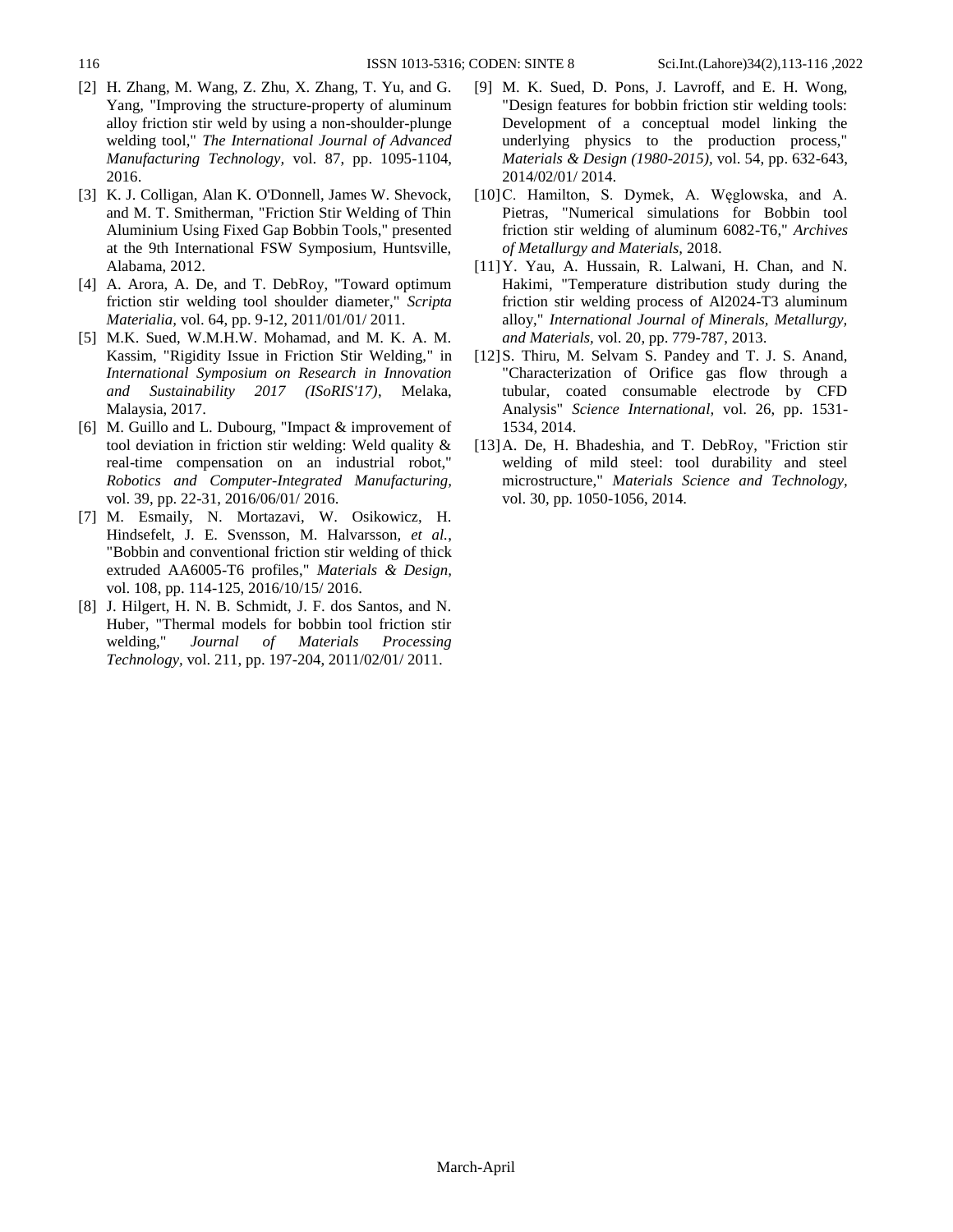[2] H. Zhang, M. Wang, Z. Zhu, X. Zhang, T. Yu, and G. Yang, "Improving the structure-property of aluminum alloy friction stir weld by using a non-shoulder-plunge welding tool," *The International Journal of Advanced Manufacturing Technology,* vol. 87, pp. 1095-1104, 2016.

[3] K. J. Colligan, Alan K. O'Donnell, James W. Shevock, and M. T. Smitherman, "Friction Stir Welding of Thin Aluminium Using Fixed Gap Bobbin Tools," presented at the 9th International FSW Symposium, Huntsville, Alabama, 2012.

[4] A. Arora, A. De, and T. DebRoy, "Toward optimum friction stir welding tool shoulder diameter," *Scripta Materialia,* vol. 64, pp. 9-12, 2011/01/01/ 2011.

[5] M.K. Sued, W.M.H.W. Mohamad, and M. K. A. M. Kassim, "Rigidity Issue in Friction Stir Welding," in *International Symposium on Research in Innovation and Sustainability 2017 (ISoRIS'17)*, Melaka, Malaysia, 2017.

[6] M. Guillo and L. Dubourg, "Impact & improvement of tool deviation in friction stir welding: Weld quality & real-time compensation on an industrial robot," *Robotics and Computer-Integrated Manufacturing,* vol. 39, pp. 22-31, 2016/06/01/ 2016.

[7] M. Esmaily, N. Mortazavi, W. Osikowicz, H. Hindsefelt, J. E. Svensson, M. Halvarsson, *et al.*, "Bobbin and conventional friction stir welding of thick extruded AA6005-T6 profiles," *Materials & Design,* vol. 108, pp. 114-125, 2016/10/15/ 2016.

[8] J. Hilgert, H. N. B. Schmidt, J. F. dos Santos, and N. Huber, "Thermal models for bobbin tool friction stir welding," *Journal of Materials Processing Technology,* vol. 211, pp. 197-204, 2011/02/01/ 2011.

[9] M. K. Sued, D. Pons, J. Lavroff, and E. H. Wong, "Design features for bobbin friction stir welding tools: Development of a conceptual model linking the underlying physics to the production process," *Materials & Design (1980-2015),* vol. 54, pp. 632-643, 2014/02/01/ 2014.

[10] C. Hamilton, S. Dymek, A. Węglowska, and A. Pietras, "Numerical simulations for Bobbin tool friction stir welding of aluminum 6082-T6," *Archives of Metallurgy and Materials,* 2018.

[11] Y. Yau, A. Hussain, R. Lalwani, H. Chan, and N. Hakimi, "Temperature distribution study during the friction stir welding process of Al2024-T3 aluminum alloy," *International Journal of Minerals, Metallurgy, and Materials,* vol. 20, pp. 779-787, 2013.

[12] S. Thiru, M. Selvam S. Pandey and T. J. S. Anand, "Characterization of Orifice gas flow through a tubular, coated consumable electrode by CFD Analysis" *Science International,* vol. 26, pp. 1531-1534, 2014.

[13] A. De, H. Bhadeshia, and T. DebRoy, "Friction stir welding of mild steel: tool durability and steel microstructure," *Materials Science and Technology,* vol. 30, pp. 1050-1056, 2014.